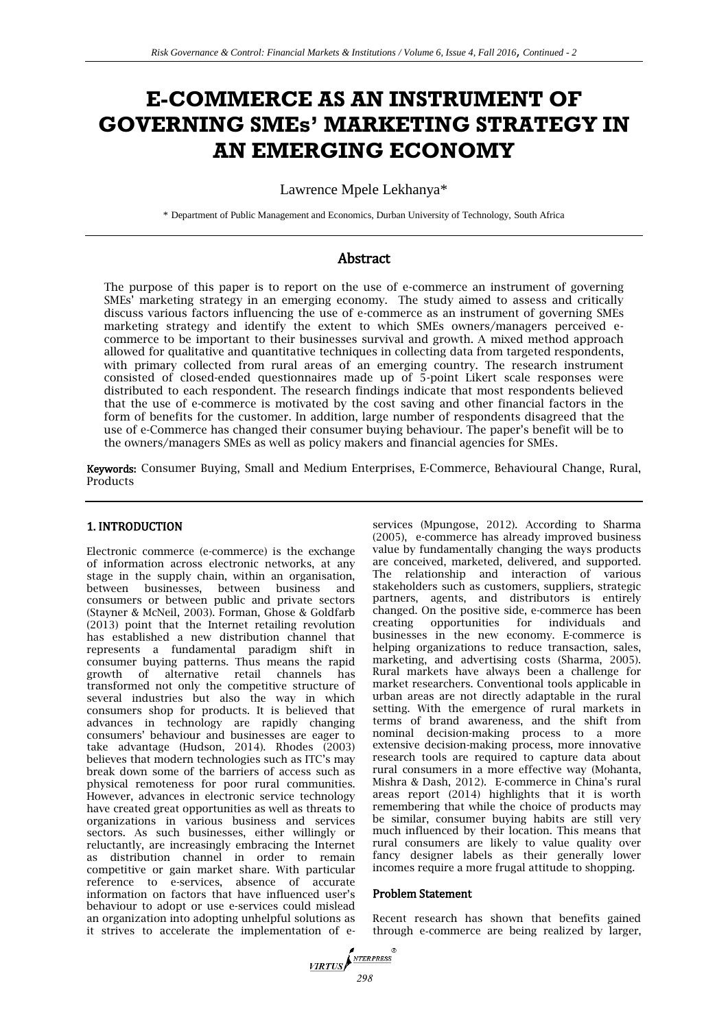# E-COMMERCE AS AN INSTRUMENT OF GOVERNING SMEs' MARKETING STRATEGY IN AN EMERGING ECONOMY

Lawrence Mpele Lekhanya*

\* Department of Public Management and Economics, Durban University of Technology, South Africa

## Abstract

The purpose of this paper is to report on the use of e-commerce an instrument of governing SMEs' marketing strategy in an emerging economy. The study aimed to assess and critically discuss various factors influencing the use of e-commerce as an instrument of governing SMEs marketing strategy and identify the extent to which SMEs owners/managers perceived e-commerce to be important to their businesses survival and growth. A mixed method approach allowed for qualitative and quantitative techniques in collecting data from targeted respondents, with primary collected from rural areas of an emerging country. The research instrument consisted of closed-ended questionnaires made up of 5-point Likert scale responses were distributed to each respondent. The research findings indicate that most respondents believed that the use of e-commerce is motivated by the cost saving and other financial factors in the form of benefits for the customer. In addition, large number of respondents disagreed that the use of e-Commerce has changed their consumer buying behaviour. The paper's benefit will be to the owners/managers SMEs as well as policy makers and financial agencies for SMEs.

**Keywords:** Consumer Buying, Small and Medium Enterprises, E-Commerce, Behavioural Change, Rural, Products

## 1. INTRODUCTION

Electronic commerce (e-commerce) is the exchange of information across electronic networks, at any stage in the supply chain, within an organisation, between businesses, between business and consumers or between public and private sectors (Stayner & McNeil, 2003). Forman, Ghose & Goldfarb (2013) point that the Internet retailing revolution has established a new distribution channel that represents a fundamental paradigm shift in consumer buying patterns. Thus means the rapid growth of alternative retail channels has transformed not only the competitive structure of several industries but also the way in which consumers shop for products. It is believed that advances in technology are rapidly changing consumers' behaviour and businesses are eager to take advantage (Hudson, 2014). Rhodes (2003) believes that modern technologies such as ITC's may break down some of the barriers of access such as physical remoteness for poor rural communities. However, advances in electronic service technology have created great opportunities as well as threats to organizations in various business and services sectors. As such businesses, either willingly or reluctantly, are increasingly embracing the Internet as distribution channel in order to remain competitive or gain market share. With particular reference to e-services, absence of accurate information on factors that have influenced user's behaviour to adopt or use e-services could mislead an organization into adopting unhelpful solutions as it strives to accelerate the implementation of e-services (Mpungose, 2012). According to Sharma (2005), e-commerce has already improved business value by fundamentally changing the ways products are conceived, marketed, delivered, and supported. The relationship and interaction of various stakeholders such as customers, suppliers, strategic partners, agents, and distributors is entirely changed. On the positive side, e-commerce has been creating opportunities for individuals and businesses in the new economy. E-commerce is helping organizations to reduce transaction, sales, marketing, and advertising costs (Sharma, 2005). Rural markets have always been a challenge for market researchers. Conventional tools applicable in urban areas are not directly adaptable in the rural setting. With the emergence of rural markets in terms of brand awareness, and the shift from nominal decision-making process to a more extensive decision-making process, more innovative research tools are required to capture data about rural consumers in a more effective way (Mohanta, Mishra & Dash, 2012). E-commerce in China's rural areas report (2014) highlights that it is worth remembering that while the choice of products may be similar, consumer buying habits are still very much influenced by their location. This means that rural consumers are likely to value quality over fancy designer labels as their generally lower incomes require a more frugal attitude to shopping.

### Problem Statement

Recent research has shown that benefits gained through e-commerce are being realized by larger,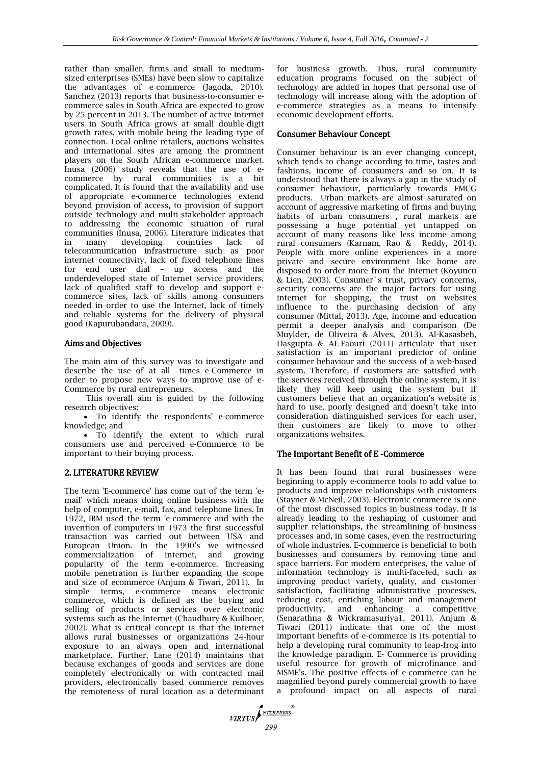rather than smaller, firms and small to medium-sized enterprises (SMEs) have been slow to capitalize the advantages of e-commerce (Jagoda, 2010). Sanchez (2013) reports that business-to-consumer e-commerce sales in South Africa are expected to grow by 25 percent in 2013. The number of active Internet users in South Africa grows at small double-digit growth rates, with mobile being the leading type of connection. Local online retailers, auctions websites and international sites are among the prominent players on the South African e-commerce market. Inusa (2006) study reveals that the use of e-commerce by rural communities is a bit complicated. It is found that the availability and use of appropriate e-commerce technologies extend beyond provision of access, to provision of support outside technology and multi-stakeholder approach to addressing the economic situation of rural communities (Inusa, 2006). Literature indicates that in many developing countries lack of telecommunication infrastructure such as poor internet connectivity, lack of fixed telephone lines for end user dial – up access and the underdeveloped state of Internet service providers, lack of qualified staff to develop and support e-commerce sites, lack of skills among consumers needed in order to use the Internet, lack of timely and reliable systems for the delivery of physical good (Kapurubandara, 2009).

### Aims and Objectives

The main aim of this survey was to investigate and describe the use of at all –times e-Commerce in order to propose new ways to improve use of e-Commerce by rural entrepreneurs.

This overall aim is guided by the following research objectives:

- To identify the respondents' e-commerce knowledge; and
- To identify the extent to which rural consumers use and perceived e-Commerce to be important to their buying process.

## 2. LITERATURE REVIEW

The term 'E-commerce' has come out of the term 'e-mail' which means doing online business with the help of computer, e-mail, fax, and telephone lines. In 1972, IBM used the term 'e-commerce and with the invention of computers in 1973 the first successful transaction was carried out between USA and European Union. In the 1990's we witnessed commercialization of internet, and growing popularity of the term e-commerce. Increasing mobile penetration is further expanding the scope and size of ecommerce (Anjum & Tiwari, 2011). In simple terms, e-commerce means electronic commerce, which is defined as the buying and selling of products or services over electronic systems such as the Internet (Chaudhury & Kuilboer, 2002). What is critical concept is that the Internet allows rural businesses or organizations 24-hour exposure to an always open and international marketplace. Further, Lane (2014) maintains that because exchanges of goods and services are done completely electronically or with contracted mail providers, electronically based commerce removes the remoteness of rural location as a determinant for business growth. Thus, rural community education programs focused on the subject of technology are added in hopes that personal use of technology will increase along with the adoption of e-commerce strategies as a means to intensify economic development efforts.

### Consumer Behaviour Concept

Consumer behaviour is an ever changing concept, which tends to change according to time, tastes and fashions, income of consumers and so on. It is understood that there is always a gap in the study of consumer behaviour, particularly towards FMCG products. Urban markets are almost saturated on account of aggressive marketing of firms and buying habits of urban consumers , rural markets are possessing a huge potential yet untapped on account of many reasons like less income among rural consumers (Karnam, Rao & Reddy, 2014). People with more online experiences in a more private and secure environment like home are disposed to order more from the Internet (Koyuncu & Lien, 2003). Consumer`s trust, privacy concerns, security concerns are the major factors for using internet for shopping, the trust on websites influence to the purchasing decision of any consumer (Mittal, 2013). Age, income and education permit a deeper analysis and comparison (De Muylder, de Oliveira & Alves, 2013). Al-Kasasbeh, Dasgupta & AL-Faouri (2011) articulate that user satisfaction is an important predictor of online consumer behaviour and the success of a web-based system. Therefore, if customers are satisfied with the services received through the online system, it is likely they will keep using the system but if customers believe that an organization's website is hard to use, poorly designed and doesn't take into consideration distinguished services for each user, then customers are likely to move to other organizations websites.

### The Important Benefit of E -Commerce

It has been found that rural businesses were beginning to apply e-commerce tools to add value to products and improve relationships with customers (Stayner & McNeil, 2003). Electronic commerce is one of the most discussed topics in business today. It is already leading to the reshaping of customer and supplier relationships, the streamlining of business processes and, in some cases, even the restructuring of whole industries. E-commerce is beneficial to both businesses and consumers by removing time and space barriers. For modern enterprises, the value of information technology is multi-faceted, such as improving product variety, quality, and customer satisfaction, facilitating administrative processes, reducing cost, enriching labour and management productivity, and enhancing a competitive (Senarathna & Wickramasuriya1, 2011). Anjum & Tiwari (2011) indicate that one of the most important benefits of e-commerce is its potential to help a developing rural community to leap-frog into the knowledge paradigm. E- Commerce is providing useful resource for growth of microfinance and MSME's. The positive effects of e-commerce can be magnified beyond purely commercial growth to have a profound impact on all aspects of rural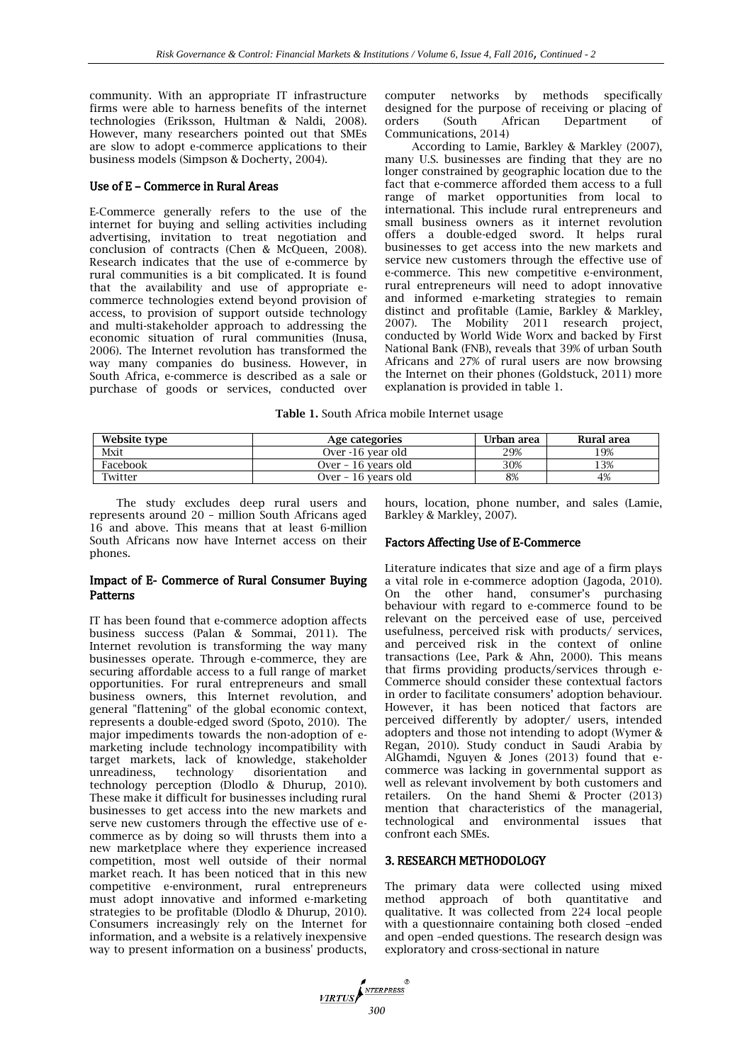community. With an appropriate IT infrastructure firms were able to harness benefits of the internet technologies (Eriksson, Hultman & Naldi, 2008). However, many researchers pointed out that SMEs are slow to adopt e-commerce applications to their business models (Simpson & Docherty, 2004).

### Use of E – Commerce in Rural Areas

E-Commerce generally refers to the use of the internet for buying and selling activities including advertising, invitation to treat negotiation and conclusion of contracts (Chen & McQueen, 2008). Research indicates that the use of e-commerce by rural communities is a bit complicated. It is found that the availability and use of appropriate e-commerce technologies extend beyond provision of access, to provision of support outside technology and multi-stakeholder approach to addressing the economic situation of rural communities (Inusa, 2006). The Internet revolution has transformed the way many companies do business. However, in South Africa, e-commerce is described as a sale or purchase of goods or services, conducted over computer networks by methods specifically designed for the purpose of receiving or placing of orders (South African Department of Communications, 2014)

According to Lamie, Barkley & Markley (2007), many U.S. businesses are finding that they are no longer constrained by geographic location due to the fact that e-commerce afforded them access to a full range of market opportunities from local to international. This include rural entrepreneurs and small business owners as it internet revolution offers a double-edged sword. It helps rural businesses to get access into the new markets and service new customers through the effective use of e-commerce. This new competitive e-environment, rural entrepreneurs will need to adopt innovative and informed e-marketing strategies to remain distinct and profitable (Lamie, Barkley & Markley, 2007). The Mobility 2011 research project, conducted by World Wide Worx and backed by First National Bank (FNB), reveals that 39% of urban South Africans and 27% of rural users are now browsing the Internet on their phones (Goldstuck, 2011) more explanation is provided in table 1.

**Table 1.** South Africa mobile Internet usage

| Website type | Age categories | Urban area | Rural area |
|---|---|---|---|
| Mxit | Over -16 year old | 29% | 19% |
| Facebook | Over – 16 years old | 30% | 13% |
| Twitter | Over – 16 years old | 8% | 4% |

The study excludes deep rural users and represents around 20 – million South Africans aged 16 and above. This means that at least 6-million South Africans now have Internet access on their phones.

### Impact of E- Commerce of Rural Consumer Buying Patterns

IT has been found that e-commerce adoption affects business success (Palan & Sommai, 2011). The Internet revolution is transforming the way many businesses operate. Through e-commerce, they are securing affordable access to a full range of market opportunities. For rural entrepreneurs and small business owners, this Internet revolution, and general "flattening" of the global economic context, represents a double-edged sword (Spoto, 2010). The major impediments towards the non-adoption of e-marketing include technology incompatibility with target markets, lack of knowledge, stakeholder unreadiness, technology disorientation and technology perception (Dlodlo & Dhurup, 2010). These make it difficult for businesses including rural businesses to get access into the new markets and serve new customers through the effective use of e-commerce as by doing so will thrusts them into a new marketplace where they experience increased competition, most well outside of their normal market reach. It has been noticed that in this new competitive e-environment, rural entrepreneurs must adopt innovative and informed e-marketing strategies to be profitable (Dlodlo & Dhurup, 2010). Consumers increasingly rely on the Internet for information, and a website is a relatively inexpensive way to present information on a business' products, hours, location, phone number, and sales (Lamie, Barkley & Markley, 2007).

### Factors Affecting Use of E-Commerce

Literature indicates that size and age of a firm plays a vital role in e-commerce adoption (Jagoda, 2010). On the other hand, consumer's purchasing behaviour with regard to e-commerce found to be relevant on the perceived ease of use, perceived usefulness, perceived risk with products/ services, and perceived risk in the context of online transactions (Lee, Park & Ahn, 2000). This means that firms providing products/services through e-Commerce should consider these contextual factors in order to facilitate consumers' adoption behaviour. However, it has been noticed that factors are perceived differently by adopter/ users, intended adopters and those not intending to adopt (Wymer & Regan, 2010). Study conduct in Saudi Arabia by AlGhamdi, Nguyen & Jones (2013) found that e-commerce was lacking in governmental support as well as relevant involvement by both customers and retailers. On the hand Shemi & Procter (2013) mention that characteristics of the managerial, technological and environmental issues that confront each SMEs.

## 3. RESEARCH METHODOLOGY

The primary data were collected using mixed method approach of both quantitative and qualitative. It was collected from 224 local people with a questionnaire containing both closed –ended and open –ended questions. The research design was exploratory and cross-sectional in nature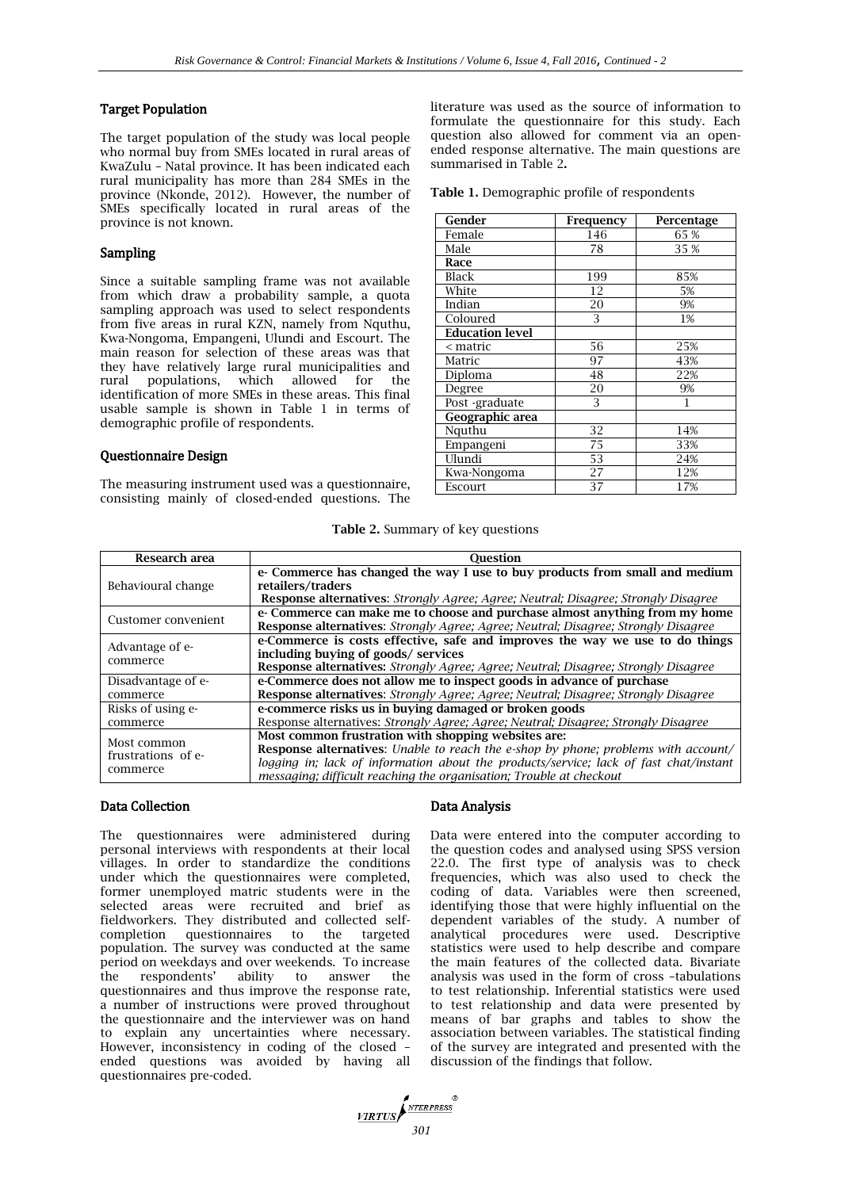### Target Population

The target population of the study was local people who normal buy from SMEs located in rural areas of KwaZulu – Natal province. It has been indicated each rural municipality has more than 284 SMEs in the province (Nkonde, 2012). However, the number of SMEs specifically located in rural areas of the province is not known.

### Sampling

Since a suitable sampling frame was not available from which draw a probability sample, a quota sampling approach was used to select respondents from five areas in rural KZN, namely from Nquthu, Kwa-Nongoma, Empangeni, Ulundi and Escourt. The main reason for selection of these areas was that they have relatively large rural municipalities and rural populations, which allowed for the identification of more SMEs in these areas. This final usable sample is shown in Table 1 in terms of demographic profile of respondents.

### Questionnaire Design

The measuring instrument used was a questionnaire, consisting mainly of closed-ended questions. The literature was used as the source of information to formulate the questionnaire for this study. Each question also allowed for comment via an open-ended response alternative. The main questions are summarised in Table 2.

**Table 1.** Demographic profile of respondents

| Gender | Frequency | Percentage |
|---|---|---|
| Female | 146 | 65 % |
| Male | 78 | 35 % |
| **Race** | | |
| Black | 199 | 85% |
| White | 12 | 5% |
| Indian | 20 | 9% |
| Coloured | 3 | 1% |
| **Education level** | | |
| < matric | 56 | 25% |
| Matric | 97 | 43% |
| Diploma | 48 | 22% |
| Degree | 20 | 9% |
| Post -graduate | 3 | 1 |
| **Geographic area** | | |
| Nquthu | 32 | 14% |
| Empangeni | 75 | 33% |
| Ulundi | 53 | 24% |
| Kwa-Nongoma | 27 | 12% |
| Escourt | 37 | 17% |

**Table 2.** Summary of key questions

| Research area | Question |
|---|---|
| Behavioural change | **e- Commerce has changed the way I use to buy products from small and medium retailers/traders** **Response alternatives**: *Strongly Agree; Agree; Neutral; Disagree; Strongly Disagree* |
| Customer convenient | **e- Commerce can make me to choose and purchase almost anything from my home** **Response alternatives**: *Strongly Agree; Agree; Neutral; Disagree; Strongly Disagree* |
| Advantage of e-commerce | **e-Commerce is costs effective, safe and improves the way we use to do things including buying of goods/ services** **Response alternatives**: *Strongly Agree; Agree; Neutral; Disagree; Strongly Disagree* |
| Disadvantage of e-commerce | **e-Commerce does not allow me to inspect goods in advance of purchase** **Response alternatives**: *Strongly Agree; Agree; Neutral; Disagree; Strongly Disagree* |
| Risks of using e-commerce | **e-commerce risks us in buying damaged or broken goods** Response alternatives: *Strongly Agree; Agree; Neutral; Disagree; Strongly Disagree* |
| Most common frustrations of e-commerce | **Most common frustration with shopping websites are:** **Response alternatives**: *Unable to reach the e-shop by phone; problems with account/ logging in; lack of information about the products/service; lack of fast chat/instant messaging; difficult reaching the organisation; Trouble at checkout* |

### Data Collection

The questionnaires were administered during personal interviews with respondents at their local villages. In order to standardize the conditions under which the questionnaires were completed, former unemployed matric students were in the selected areas were recruited and brief as fieldworkers. They distributed and collected self-completion questionnaires to the targeted population. The survey was conducted at the same period on weekdays and over weekends. To increase the respondents' ability to answer the questionnaires and thus improve the response rate, a number of instructions were proved throughout the questionnaire and the interviewer was on hand to explain any uncertainties where necessary. However, inconsistency in coding of the closed – ended questions was avoided by having all questionnaires pre-coded.

### Data Analysis

Data were entered into the computer according to the question codes and analysed using SPSS version 22.0. The first type of analysis was to check frequencies, which was also used to check the coding of data. Variables were then screened, identifying those that were highly influential on the dependent variables of the study. A number of analytical procedures were used. Descriptive statistics were used to help describe and compare the main features of the collected data. Bivariate analysis was used in the form of cross –tabulations to test relationship. Inferential statistics were used to test relationship and data were presented by means of bar graphs and tables to show the association between variables. The statistical finding of the survey are integrated and presented with the discussion of the findings that follow.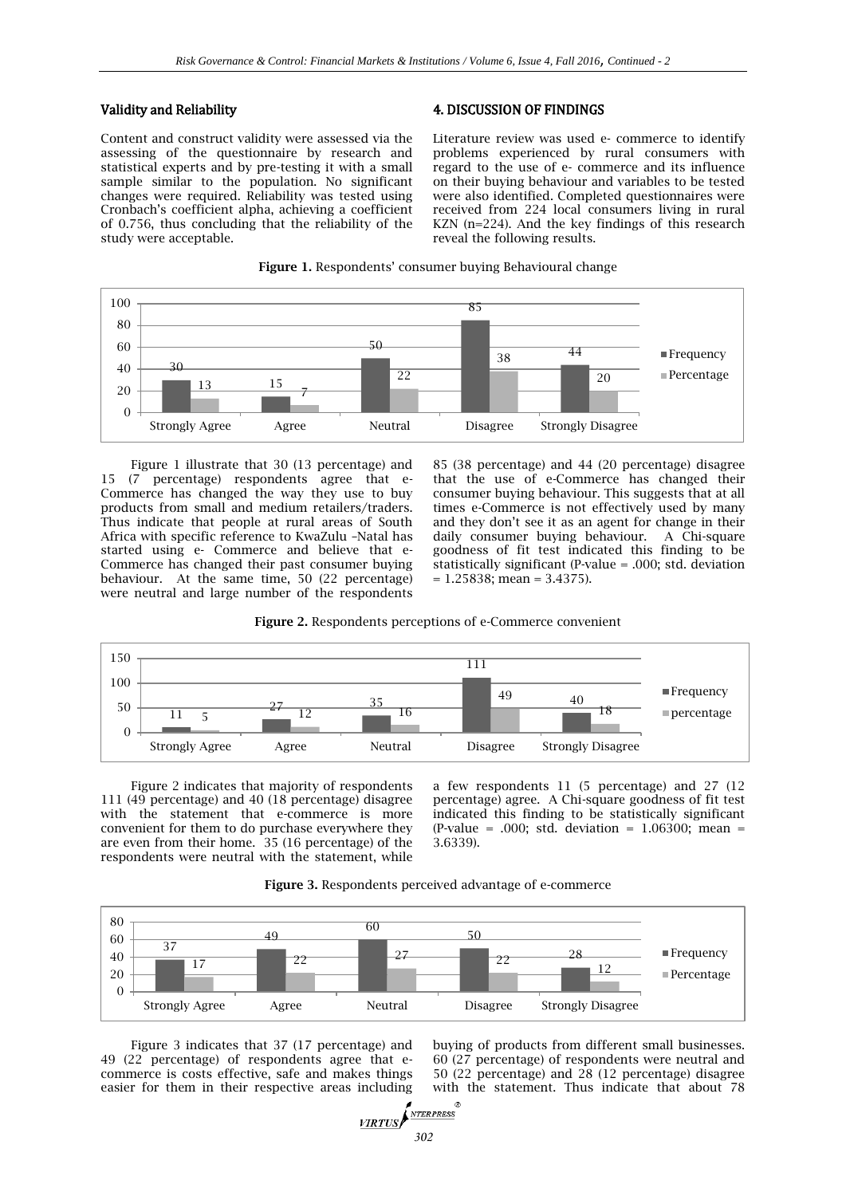### Validity and Reliability

Content and construct validity were assessed via the assessing of the questionnaire by research and statistical experts and by pre-testing it with a small sample similar to the population. No significant changes were required. Reliability was tested using Cronbach's coefficient alpha, achieving a coefficient of 0.756, thus concluding that the reliability of the study were acceptable.

## 4. DISCUSSION OF FINDINGS

Literature review was used e- commerce to identify problems experienced by rural consumers with regard to the use of e- commerce and its influence on their buying behaviour and variables to be tested were also identified. Completed questionnaires were received from 224 local consumers living in rural KZN (n=224). And the key findings of this research reveal the following results.

**Figure 1.** Respondents' consumer buying Behavioural change

| | Strongly Agree | Agree | Neutral | Disagree | Strongly Disagree |
|---|---|---|---|---|---|
| Frequency | 30 | 15 | 50 | 85 | 44 |
| Percentage | 13 | 7 | 22 | 38 | 20 |

Figure 1 illustrate that 30 (13 percentage) and 15 (7 percentage) respondents agree that e-Commerce has changed the way they use to buy products from small and medium retailers/traders. Thus indicate that people at rural areas of South Africa with specific reference to KwaZulu –Natal has started using e- Commerce and believe that e-Commerce has changed their past consumer buying behaviour. At the same time, 50 (22 percentage) were neutral and large number of the respondents 85 (38 percentage) and 44 (20 percentage) disagree that the use of e-Commerce has changed their consumer buying behaviour. This suggests that at all times e-Commerce is not effectively used by many and they don't see it as an agent for change in their daily consumer buying behaviour. A Chi-square goodness of fit test indicated this finding to be statistically significant (P-value = .000; std. deviation = 1.25838; mean = 3.4375).

**Figure 2.** Respondents perceptions of e-Commerce convenient

| | Strongly Agree | Agree | Neutral | Disagree | Strongly Disagree |
|---|---|---|---|---|---|
| Frequency | 11 | 27 | 35 | 111 | 40 |
| percentage | 5 | 12 | 16 | 49 | 18 |

Figure 2 indicates that majority of respondents 111 (49 percentage) and 40 (18 percentage) disagree with the statement that e-commerce is more convenient for them to do purchase everywhere they are even from their home. 35 (16 percentage) of the respondents were neutral with the statement, while a few respondents 11 (5 percentage) and 27 (12 percentage) agree. A Chi-square goodness of fit test indicated this finding to be statistically significant (P-value = .000; std. deviation = 1.06300; mean = 3.6339).

**Figure 3.** Respondents perceived advantage of e-commerce

| | Strongly Agree | Agree | Neutral | Disagree | Strongly Disagree |
|---|---|---|---|---|---|
| Frequency | 37 | 49 | 60 | 50 | 28 |
| Percentage | 17 | 22 | 27 | 22 | 12 |

Figure 3 indicates that 37 (17 percentage) and 49 (22 percentage) of respondents agree that e-commerce is costs effective, safe and makes things easier for them in their respective areas including buying of products from different small businesses. 60 (27 percentage) of respondents were neutral and 50 (22 percentage) and 28 (12 percentage) disagree with the statement. Thus indicate that about 78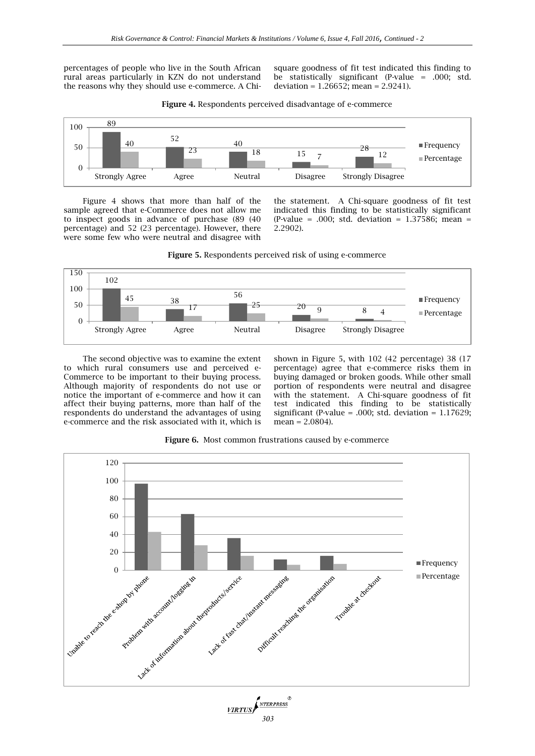percentages of people who live in the South African rural areas particularly in KZN do not understand the reasons why they should use e-commerce. A Chi-square goodness of fit test indicated this finding to be statistically significant (P-value = .000; std. deviation = 1.26652; mean = 2.9241).

**Figure 4.** Respondents perceived disadvantage of e-commerce

| | Strongly Agree | Agree | Neutral | Disagree | Strongly Disagree |
|---|---|---|---|---|---|
| Frequency | 89 | 52 | 40 | 15 | 28 |
| Percentage | 40 | 23 | 18 | 7 | 12 |

Figure 4 shows that more than half of the sample agreed that e-Commerce does not allow me to inspect goods in advance of purchase (89 (40 percentage) and 52 (23 percentage). However, there were some few who were neutral and disagree with the statement. A Chi-square goodness of fit test indicated this finding to be statistically significant (P-value = .000; std. deviation = 1.37586; mean = 2.2902).

**Figure 5.** Respondents perceived risk of using e-commerce

| | Strongly Agree | Agree | Neutral | Disagree | Strongly Disagree |
|---|---|---|---|---|---|
| Frequency | 102 | 38 | 56 | 20 | 8 |
| Percentage | 45 | 17 | 25 | 9 | 4 |

The second objective was to examine the extent to which rural consumers use and perceived e-Commerce to be important to their buying process. Although majority of respondents do not use or notice the important of e-commerce and how it can affect their buying patterns, more than half of the respondents do understand the advantages of using e-commerce and the risk associated with it, which is shown in Figure 5, with 102 (42 percentage) 38 (17 percentage) agree that e-commerce risks them in buying damaged or broken goods. While other small portion of respondents were neutral and disagree with the statement. A Chi-square goodness of fit test indicated this finding to be statistically significant (P-value = .000; std. deviation = 1.17629; mean = 2.0804).

**Figure 6.** Most common frustrations caused by e-commerce

Categories: Unable to reach the e-shop by phone; Problem with account/logging in; Lack of information about theproducts/service; Lack of fast chat/instant messaging; Difficult reaching the organisation; Trouble at checkout (legend: Frequency, Percentage)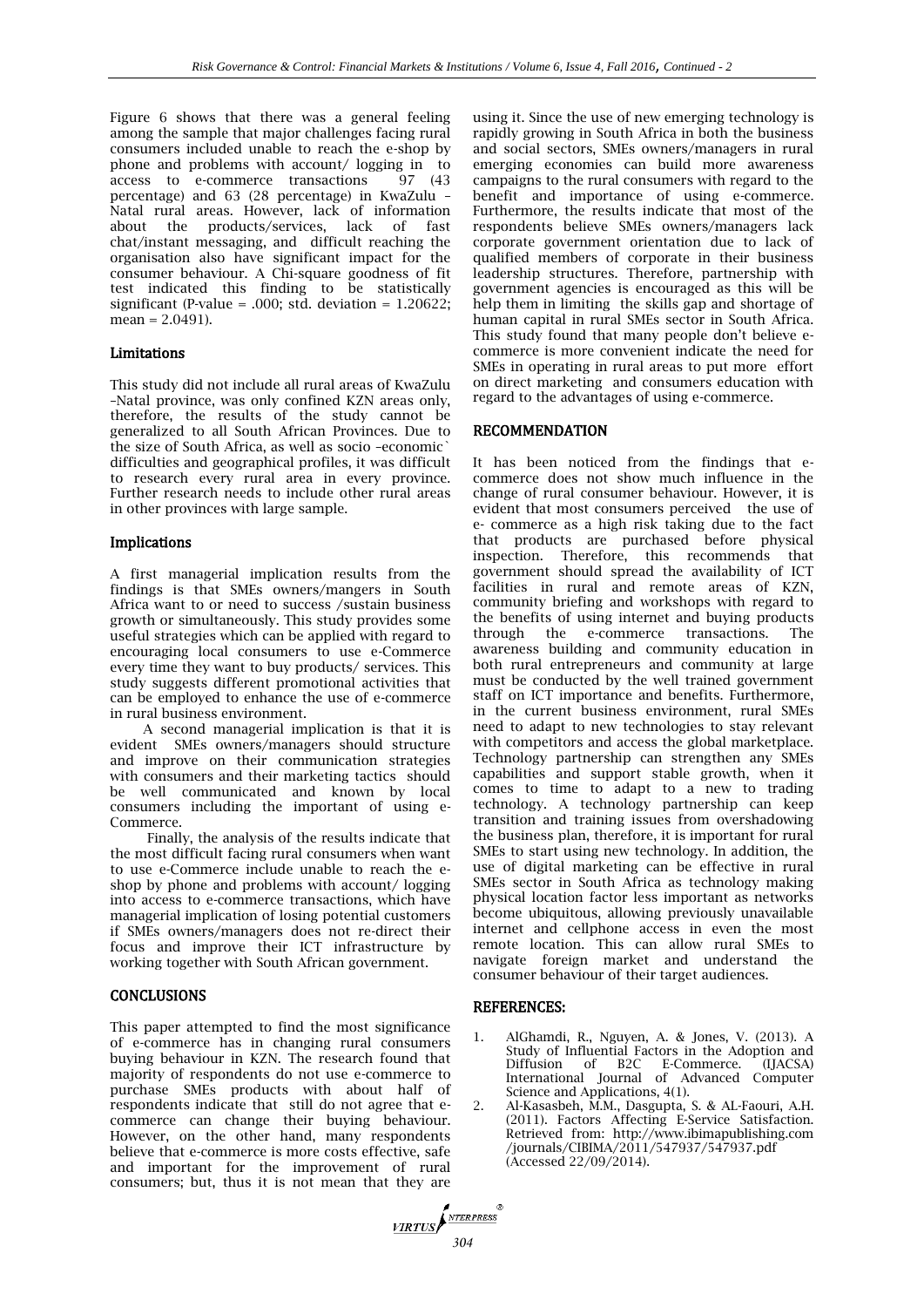Figure 6 shows that there was a general feeling among the sample that major challenges facing rural consumers included unable to reach the e-shop by phone and problems with account/ logging in to access to e-commerce transactions 97 (43 percentage) and 63 (28 percentage) in KwaZulu – Natal rural areas. However, lack of information about the products/services, lack of fast chat/instant messaging, and difficult reaching the organisation also have significant impact for the consumer behaviour. A Chi-square goodness of fit test indicated this finding to be statistically significant (P-value = .000; std. deviation = 1.20622; mean = 2.0491).

## Limitations

This study did not include all rural areas of KwaZulu –Natal province, was only confined KZN areas only, therefore, the results of the study cannot be generalized to all South African Provinces. Due to the size of South Africa, as well as socio –economic` difficulties and geographical profiles, it was difficult to research every rural area in every province. Further research needs to include other rural areas in other provinces with large sample.

## Implications

A first managerial implication results from the findings is that SMEs owners/mangers in South Africa want to or need to success /sustain business growth or simultaneously. This study provides some useful strategies which can be applied with regard to encouraging local consumers to use e-Commerce every time they want to buy products/ services. This study suggests different promotional activities that can be employed to enhance the use of e-commerce in rural business environment.

A second managerial implication is that it is evident SMEs owners/managers should structure and improve on their communication strategies with consumers and their marketing tactics should be well communicated and known by local consumers including the important of using e-Commerce.

Finally, the analysis of the results indicate that the most difficult facing rural consumers when want to use e-Commerce include unable to reach the e-shop by phone and problems with account/ logging into access to e-commerce transactions, which have managerial implication of losing potential customers if SMEs owners/managers does not re-direct their focus and improve their ICT infrastructure by working together with South African government.

## CONCLUSIONS

This paper attempted to find the most significance of e-commerce has in changing rural consumers buying behaviour in KZN. The research found that majority of respondents do not use e-commerce to purchase SMEs products with about half of respondents indicate that still do not agree that e-commerce can change their buying behaviour. However, on the other hand, many respondents believe that e-commerce is more costs effective, safe and important for the improvement of rural consumers; but, thus it is not mean that they are using it. Since the use of new emerging technology is rapidly growing in South Africa in both the business and social sectors, SMEs owners/managers in rural emerging economies can build more awareness campaigns to the rural consumers with regard to the benefit and importance of using e-commerce. Furthermore, the results indicate that most of the respondents believe SMEs owners/managers lack corporate government orientation due to lack of qualified members of corporate in their business leadership structures. Therefore, partnership with government agencies is encouraged as this will be help them in limiting the skills gap and shortage of human capital in rural SMEs sector in South Africa. This study found that many people don't believe e-commerce is more convenient indicate the need for SMEs in operating in rural areas to put more effort on direct marketing and consumers education with regard to the advantages of using e-commerce.

## RECOMMENDATION

It has been noticed from the findings that e-commerce does not show much influence in the change of rural consumer behaviour. However, it is evident that most consumers perceived the use of e- commerce as a high risk taking due to the fact that products are purchased before physical inspection. Therefore, this recommends that government should spread the availability of ICT facilities in rural and remote areas of KZN, community briefing and workshops with regard to the benefits of using internet and buying products through the e-commerce transactions. The awareness building and community education in both rural entrepreneurs and community at large must be conducted by the well trained government staff on ICT importance and benefits. Furthermore, in the current business environment, rural SMEs need to adapt to new technologies to stay relevant with competitors and access the global marketplace. Technology partnership can strengthen any SMEs capabilities and support stable growth, when it comes to time to adapt to a new to trading technology. A technology partnership can keep transition and training issues from overshadowing the business plan, therefore, it is important for rural SMEs to start using new technology. In addition, the use of digital marketing can be effective in rural SMEs sector in South Africa as technology making physical location factor less important as networks become ubiquitous, allowing previously unavailable internet and cellphone access in even the most remote location. This can allow rural SMEs to navigate foreign market and understand the consumer behaviour of their target audiences.

## REFERENCES:

1. AlGhamdi, R., Nguyen, A. & Jones, V. (2013). A Study of Influential Factors in the Adoption and Diffusion of B2C E-Commerce. (IJACSA) International Journal of Advanced Computer Science and Applications, 4(1).
2. Al-Kasasbeh, M.M., Dasgupta, S. & AL-Faouri, A.H. (2011). Factors Affecting E-Service Satisfaction. Retrieved from: http://www.ibimapublishing.com /journals/CIBIMA/2011/547937/547937.pdf (Accessed 22/09/2014).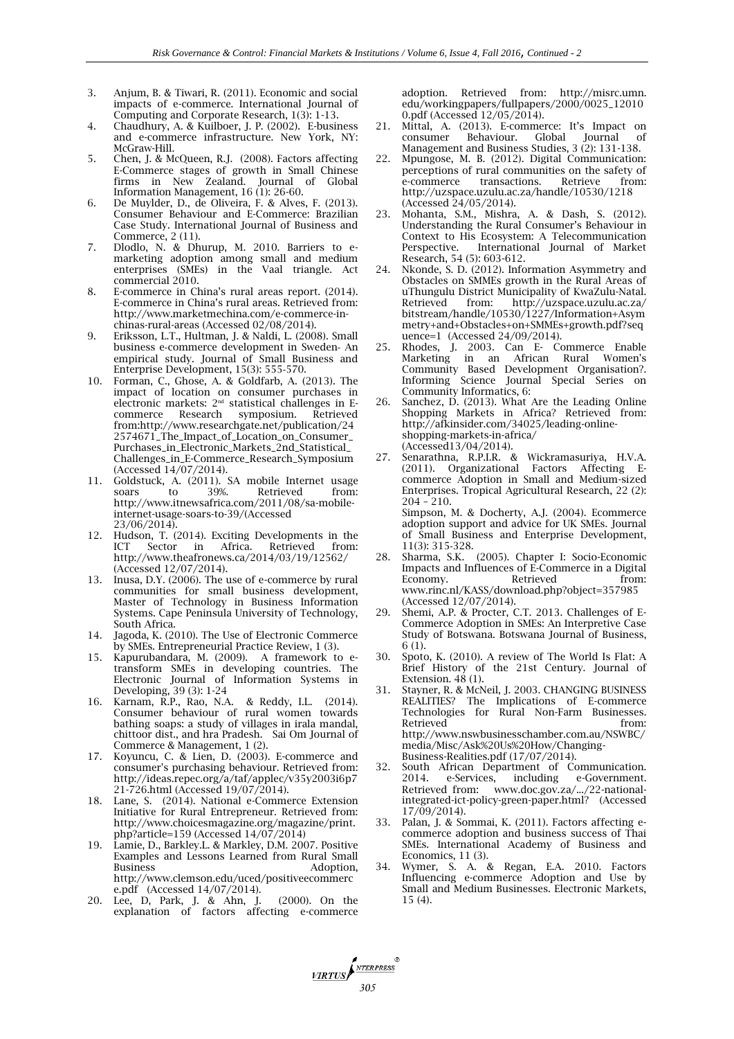3. Anjum, B. & Tiwari, R. (2011). Economic and social impacts of e-commerce. International Journal of Computing and Corporate Research, 1(3): 1-13.
4. Chaudhury, A. & Kuilboer, J. P. (2002). E-business and e-commerce infrastructure. New York, NY: McGraw-Hill.
5. Chen, J. & McQueen, R.J. (2008). Factors affecting E-Commerce stages of growth in Small Chinese firms in New Zealand. Journal of Global Information Management, 16 (1): 26-60.
6. De Muylder, D., de Oliveira, F. & Alves, F. (2013). Consumer Behaviour and E-Commerce: Brazilian Case Study. International Journal of Business and Commerce, 2 (11).
7. Dlodlo, N. & Dhurup, M. 2010. Barriers to e-marketing adoption among small and medium enterprises (SMEs) in the Vaal triangle. Act commercial 2010.
8. E-commerce in China's rural areas report. (2014). E-commerce in China's rural areas. Retrieved from: http://www.marketmechina.com/e-commerce-in-chinas-rural-areas (Accessed 02/08/2014).
9. Eriksson, L.T., Hultman, J. & Naldi, L. (2008). Small business e-commerce development in Sweden- An empirical study. Journal of Small Business and Enterprise Development, 15(3): 555-570.
10. Forman, C., Ghose, A. & Goldfarb, A. (2013). The impact of location on consumer purchases in electronic markets: 2nd statistical challenges in E-commerce Research symposium. Retrieved from:http://www.researchgate.net/publication/242574671_The_Impact_of_Location_on_Consumer_Purchases_in_Electronic_Markets_2nd_Statistical_Challenges_in_E-Commerce_Research_Symposium (Accessed 14/07/2014).
11. Goldstuck, A. (2011). SA mobile Internet usage soars to 39%. Retrieved from: http://www.itnewsafrica.com/2011/08/sa-mobile-internet-usage-soars-to-39/(Accessed 23/06/2014).
12. Hudson, T. (2014). Exciting Developments in the ICT Sector in Africa. Retrieved from: http://www.theafronews.ca/2014/03/19/12562/ (Accessed 12/07/2014).
13. Inusa, D.Y. (2006). The use of e-commerce by rural communities for small business development, Master of Technology in Business Information Systems. Cape Peninsula University of Technology, South Africa.
14. Jagoda, K. (2010). The Use of Electronic Commerce by SMEs. Entrepreneurial Practice Review, 1 (3).
15. Kapurubandara, M. (2009). A framework to e-transform SMEs in developing countries. The Electronic Journal of Information Systems in Developing, 39 (3): 1-24
16. Karnam, R.P., Rao, N.A. & Reddy, I.L. (2014). Consumer behaviour of rural women towards bathing soaps: a study of villages in irala mandal, chittoor dist., and hra Pradesh. Sai Om Journal of Commerce & Management, 1 (2).
17. Koyuncu, C. & Lien, D. (2003). E-commerce and consumer's purchasing behaviour. Retrieved from: http://ideas.repec.org/a/taf/applec/v35y2003i6p721-726.html (Accessed 19/07/2014).
18. Lane, S. (2014). National e-Commerce Extension Initiative for Rural Entrepreneur. Retrieved from: http://www.choicesmagazine.org/magazine/print.php?article=159 (Accessed 14/07/2014)
19. Lamie, D., Barkley.L. & Markley, D.M. 2007. Positive Examples and Lessons Learned from Rural Small Business Adoption, http://www.clemson.edu/uced/positiveecommerce.pdf (Accessed 14/07/2014).
20. Lee, D, Park, J. & Ahn, J. (2000). On the explanation of factors affecting e-commerce adoption. Retrieved from: http://misrc.umn.edu/workingpapers/fullpapers/2000/0025_120100.pdf (Accessed 12/05/2014).
21. Mittal, A. (2013). E-commerce: It's Impact on consumer Behaviour. Global Journal of Management and Business Studies, 3 (2): 131-138.
22. Mpungose, M. B. (2012). Digital Communication: perceptions of rural communities on the safety of e-commerce transactions. Retrieve from: http://uzspace.uzulu.ac.za/handle/10530/1218 (Accessed 24/05/2014).
23. Mohanta, S.M., Mishra, A. & Dash, S. (2012). Understanding the Rural Consumer's Behaviour in Context to His Ecosystem: A Telecommunication Perspective. International Journal of Market Research, 54 (5): 603-612.
24. Nkonde, S. D. (2012). Information Asymmetry and Obstacles on SMMEs growth in the Rural Areas of uThungulu District Municipality of KwaZulu-Natal. Retrieved from: http://uzspace.uzulu.ac.za/bitstream/handle/10530/1227/Information+Asymmetry+and+Obstacles+on+SMMEs+growth.pdf?sequence=1 (Accessed 24/09/2014).
25. Rhodes, J. 2003. Can E- Commerce Enable Marketing in an African Rural Women's Community Based Development Organisation?. Informing Science Journal Special Series on Community Informatics, 6:
26. Sanchez, D. (2013). What Are the Leading Online Shopping Markets in Africa? Retrieved from: http://afkinsider.com/34025/leading-online-shopping-markets-in-africa/ (Accessed13/04/2014).
27. Senarathna, R.P.I.R. & Wickramasuriya, H.V.A. (2011). Organizational Factors Affecting E-commerce Adoption in Small and Medium-sized Enterprises. Tropical Agricultural Research, 22 (2): 204 – 210.

    Simpson, M. & Docherty, A.J. (2004). Ecommerce adoption support and advice for UK SMEs. Journal of Small Business and Enterprise Development, 11(3): 315-328.
28. Sharma, S.K. (2005). Chapter I: Socio-Economic Impacts and Influences of E-Commerce in a Digital Economy. Retrieved from: www.rinc.nl/KASS/download.php?object=357985 (Accessed 12/07/2014).
29. Shemi, A.P. & Procter, C.T. 2013. Challenges of E-Commerce Adoption in SMEs: An Interpretive Case Study of Botswana. Botswana Journal of Business, 6 (1).
30. Spoto, K. (2010). A review of The World Is Flat: A Brief History of the 21st Century. Journal of Extension. 48 (1).
31. Stayner, R. & McNeil, J. 2003. CHANGING BUSINESS REALITIES? The Implications of E-commerce Technologies for Rural Non-Farm Businesses. Retrieved from: http://www.nswbusinesschamber.com.au/NSWBC/media/Misc/Ask%20Us%20How/Changing-Business-Realities.pdf (17/07/2014).
32. South African Department of Communication. 2014. e-Services, including e-Government. Retrieved from: www.doc.gov.za/.../22-national-integrated-ict-policy-green-paper.html? (Accessed 17/09/2014).
33. Palan, J. & Sommai, K. (2011). Factors affecting e-commerce adoption and business success of Thai SMEs. International Academy of Business and Economics, 11 (3).
34. Wymer, S. A. & Regan, E.A. 2010. Factors Influencing e-commerce Adoption and Use by Small and Medium Businesses. Electronic Markets, 15 (4).